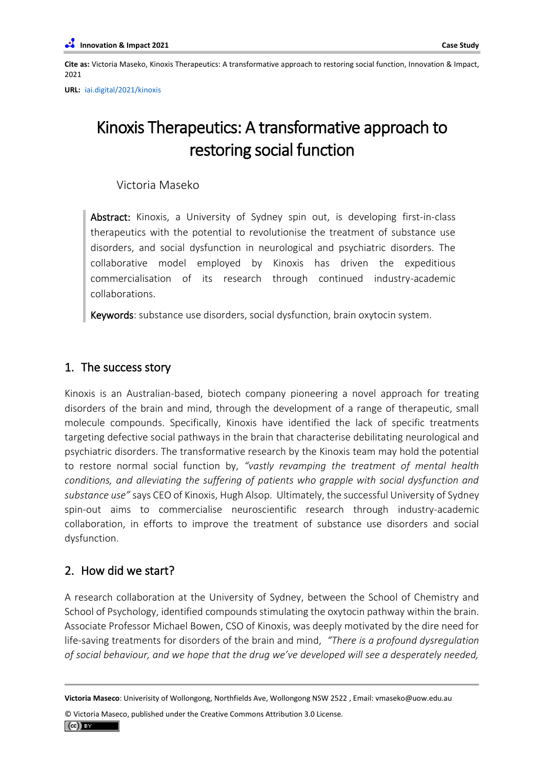**Cite as:** Victoria Maseko, Kinoxis Therapeutics: A transformative approach to restoring social function, Innovation & Impact, 2021

**URL:** iai.digital/2021/kinoxis

# Kinoxis Therapeutics: A transformative approach to restoring social function

Victoria Maseko

> **Abstract:** Kinoxis, a University of Sydney spin out, is developing first-in-class therapeutics with the potential to revolutionise the treatment of substance use disorders, and social dysfunction in neurological and psychiatric disorders. The collaborative model employed by Kinoxis has driven the expeditious commercialisation of its research through continued industry-academic collaborations.
>
> **Keywords**: substance use disorders, social dysfunction, brain oxytocin system.

## 1. The success story

Kinoxis is an Australian-based, biotech company pioneering a novel approach for treating disorders of the brain and mind, through the development of a range of therapeutic, small molecule compounds. Specifically, Kinoxis have identified the lack of specific treatments targeting defective social pathways in the brain that characterise debilitating neurological and psychiatric disorders. The transformative research by the Kinoxis team may hold the potential to restore normal social function by, *"vastly revamping the treatment of mental health conditions, and alleviating the suffering of patients who grapple with social dysfunction and substance use"* says CEO of Kinoxis, Hugh Alsop. Ultimately, the successful University of Sydney spin-out aims to commercialise neuroscientific research through industry-academic collaboration, in efforts to improve the treatment of substance use disorders and social dysfunction.

## 2. How did we start?

A research collaboration at the University of Sydney, between the School of Chemistry and School of Psychology, identified compounds stimulating the oxytocin pathway within the brain. Associate Professor Michael Bowen, CSO of Kinoxis, was deeply motivated by the dire need for life-saving treatments for disorders of the brain and mind, *"There is a profound dysregulation of social behaviour, and we hope that the drug we've developed will see a desperately needed,*

---

**Victoria Maseco**: Univerisity of Wollongong, Northfields Ave, Wollongong NSW 2522 , Email: vmaseko@uow.edu.au

© Victoria Maseco, published under the Creative Commons Attribution 3.0 License.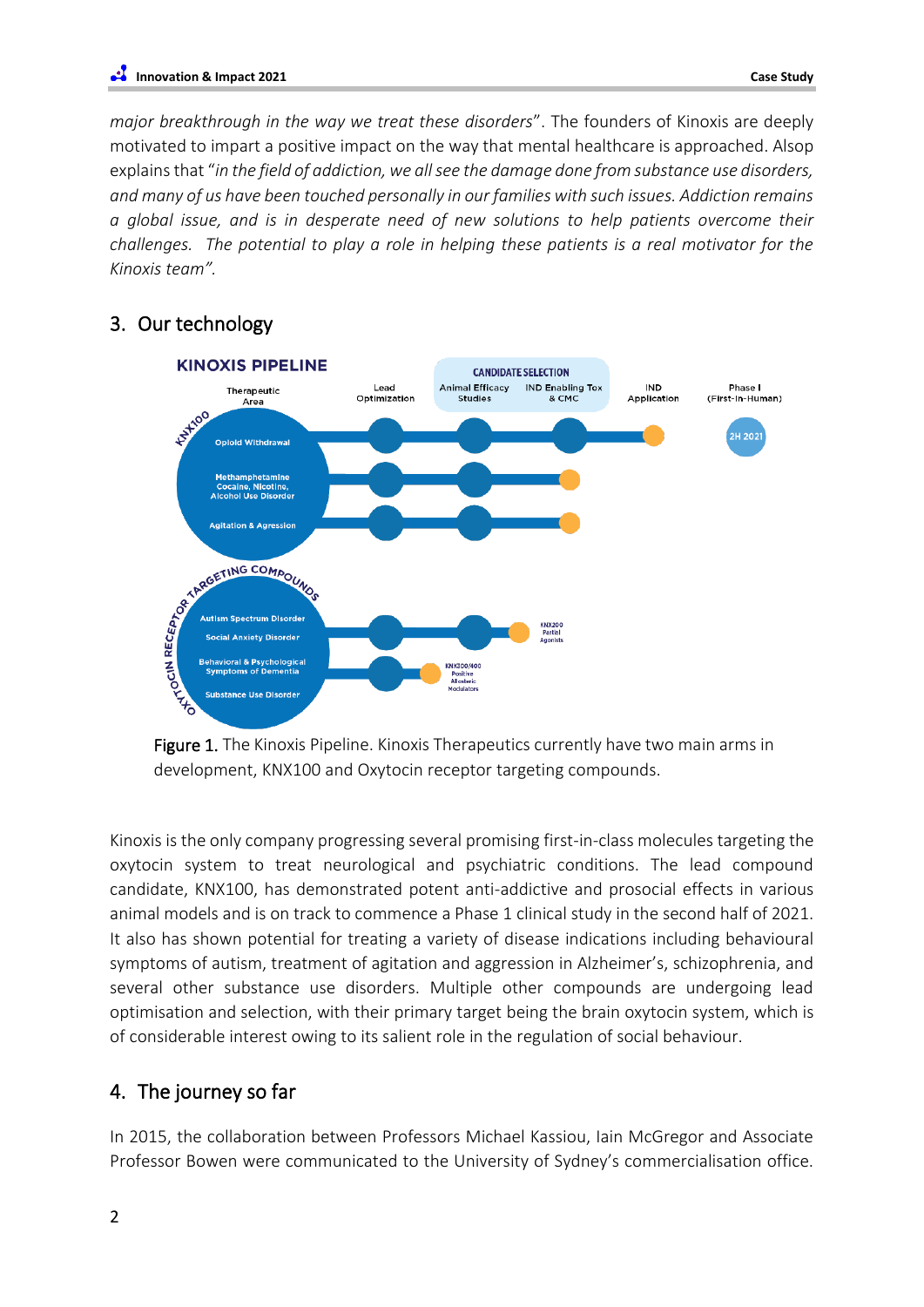*major breakthrough in the way we treat these disorders*". The founders of Kinoxis are deeply motivated to impart a positive impact on the way that mental healthcare is approached. Alsop explains that "*in the field of addiction, we all see the damage done from substance use disorders, and many of us have been touched personally in our families with such issues. Addiction remains a global issue, and is in desperate need of new solutions to help patients overcome their challenges. The potential to play a role in helping these patients is a real motivator for the Kinoxis team".*

## 3. Our technology

**Figure 1.** The Kinoxis Pipeline. Kinoxis Therapeutics currently have two main arms in development, KNX100 and Oxytocin receptor targeting compounds.

Kinoxis is the only company progressing several promising first-in-class molecules targeting the oxytocin system to treat neurological and psychiatric conditions. The lead compound candidate, KNX100, has demonstrated potent anti-addictive and prosocial effects in various animal models and is on track to commence a Phase 1 clinical study in the second half of 2021. It also has shown potential for treating a variety of disease indications including behavioural symptoms of autism, treatment of agitation and aggression in Alzheimer's, schizophrenia, and several other substance use disorders. Multiple other compounds are undergoing lead optimisation and selection, with their primary target being the brain oxytocin system, which is of considerable interest owing to its salient role in the regulation of social behaviour.

## 4. The journey so far

In 2015, the collaboration between Professors Michael Kassiou, Iain McGregor and Associate Professor Bowen were communicated to the University of Sydney's commercialisation office.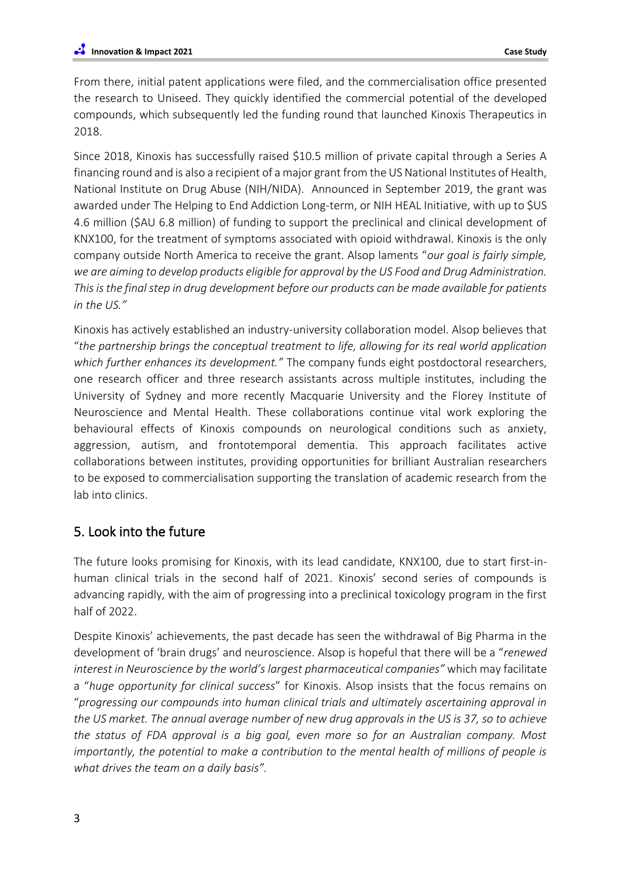From there, initial patent applications were filed, and the commercialisation office presented the research to Uniseed. They quickly identified the commercial potential of the developed compounds, which subsequently led the funding round that launched Kinoxis Therapeutics in 2018.

Since 2018, Kinoxis has successfully raised $10.5 million of private capital through a Series A financing round and is also a recipient of a major grant from the US National Institutes of Health, National Institute on Drug Abuse (NIH/NIDA). Announced in September 2019, the grant was awarded under The Helping to End Addiction Long-term, or NIH HEAL Initiative, with up to $US 4.6 million ($AU 6.8 million) of funding to support the preclinical and clinical development of KNX100, for the treatment of symptoms associated with opioid withdrawal. Kinoxis is the only company outside North America to receive the grant. Alsop laments "*our goal is fairly simple, we are aiming to develop products eligible for approval by the US Food and Drug Administration. This is the final step in drug development before our products can be made available for patients in the US.*"

Kinoxis has actively established an industry-university collaboration model. Alsop believes that "*the partnership brings the conceptual treatment to life, allowing for its real world application which further enhances its development.*" The company funds eight postdoctoral researchers, one research officer and three research assistants across multiple institutes, including the University of Sydney and more recently Macquarie University and the Florey Institute of Neuroscience and Mental Health. These collaborations continue vital work exploring the behavioural effects of Kinoxis compounds on neurological conditions such as anxiety, aggression, autism, and frontotemporal dementia. This approach facilitates active collaborations between institutes, providing opportunities for brilliant Australian researchers to be exposed to commercialisation supporting the translation of academic research from the lab into clinics.

## 5. Look into the future

The future looks promising for Kinoxis, with its lead candidate, KNX100, due to start first-in-human clinical trials in the second half of 2021. Kinoxis' second series of compounds is advancing rapidly, with the aim of progressing into a preclinical toxicology program in the first half of 2022.

Despite Kinoxis' achievements, the past decade has seen the withdrawal of Big Pharma in the development of 'brain drugs' and neuroscience. Alsop is hopeful that there will be a "*renewed interest in Neuroscience by the world's largest pharmaceutical companies*" which may facilitate a "*huge opportunity for clinical success*" for Kinoxis. Alsop insists that the focus remains on "*progressing our compounds into human clinical trials and ultimately ascertaining approval in the US market. The annual average number of new drug approvals in the US is 37, so to achieve the status of FDA approval is a big goal, even more so for an Australian company. Most importantly, the potential to make a contribution to the mental health of millions of people is what drives the team on a daily basis*".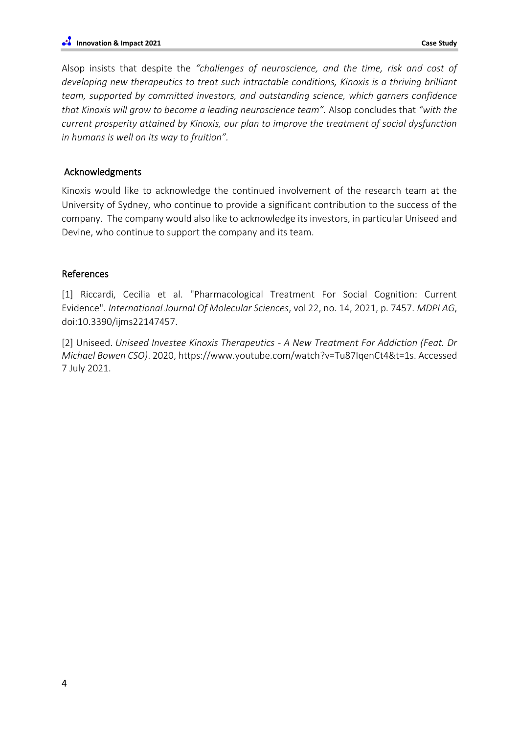Alsop insists that despite the *"challenges of neuroscience, and the time, risk and cost of developing new therapeutics to treat such intractable conditions, Kinoxis is a thriving brilliant team, supported by committed investors, and outstanding science, which garners confidence that Kinoxis will grow to become a leading neuroscience team".* Alsop concludes that *"with the current prosperity attained by Kinoxis, our plan to improve the treatment of social dysfunction in humans is well on its way to fruition".*

## Acknowledgments

Kinoxis would like to acknowledge the continued involvement of the research team at the University of Sydney, who continue to provide a significant contribution to the success of the company. The company would also like to acknowledge its investors, in particular Uniseed and Devine, who continue to support the company and its team.

## References

[1] Riccardi, Cecilia et al. "Pharmacological Treatment For Social Cognition: Current Evidence". *International Journal Of Molecular Sciences*, vol 22, no. 14, 2021, p. 7457. *MDPI AG*, doi:10.3390/ijms22147457.

[2] Uniseed. *Uniseed Investee Kinoxis Therapeutics - A New Treatment For Addiction (Feat. Dr Michael Bowen CSO)*. 2020, https://www.youtube.com/watch?v=Tu87IqenCt4&t=1s. Accessed 7 July 2021.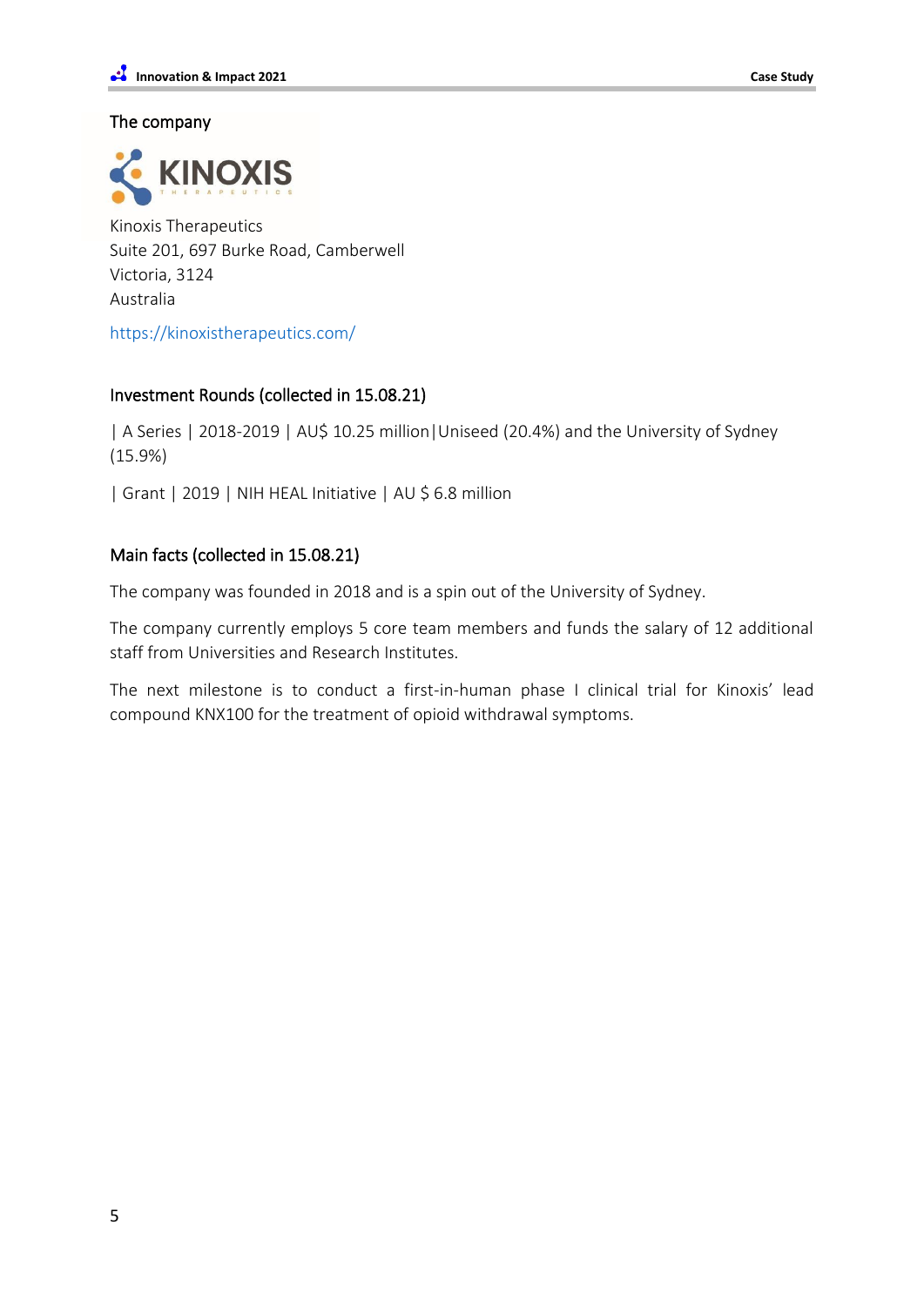## The company

Kinoxis Therapeutics
Suite 201, 697 Burke Road, Camberwell
Victoria, 3124
Australia

https://kinoxistherapeutics.com/

## Investment Rounds (collected in 15.08.21)

| A Series | 2018-2019 | AU$ 10.25 million|Uniseed (20.4%) and the University of Sydney (15.9%)

| Grant | 2019 | NIH HEAL Initiative | AU $ 6.8 million

## Main facts (collected in 15.08.21)

The company was founded in 2018 and is a spin out of the University of Sydney.

The company currently employs 5 core team members and funds the salary of 12 additional staff from Universities and Research Institutes.

The next milestone is to conduct a first-in-human phase I clinical trial for Kinoxis' lead compound KNX100 for the treatment of opioid withdrawal symptoms.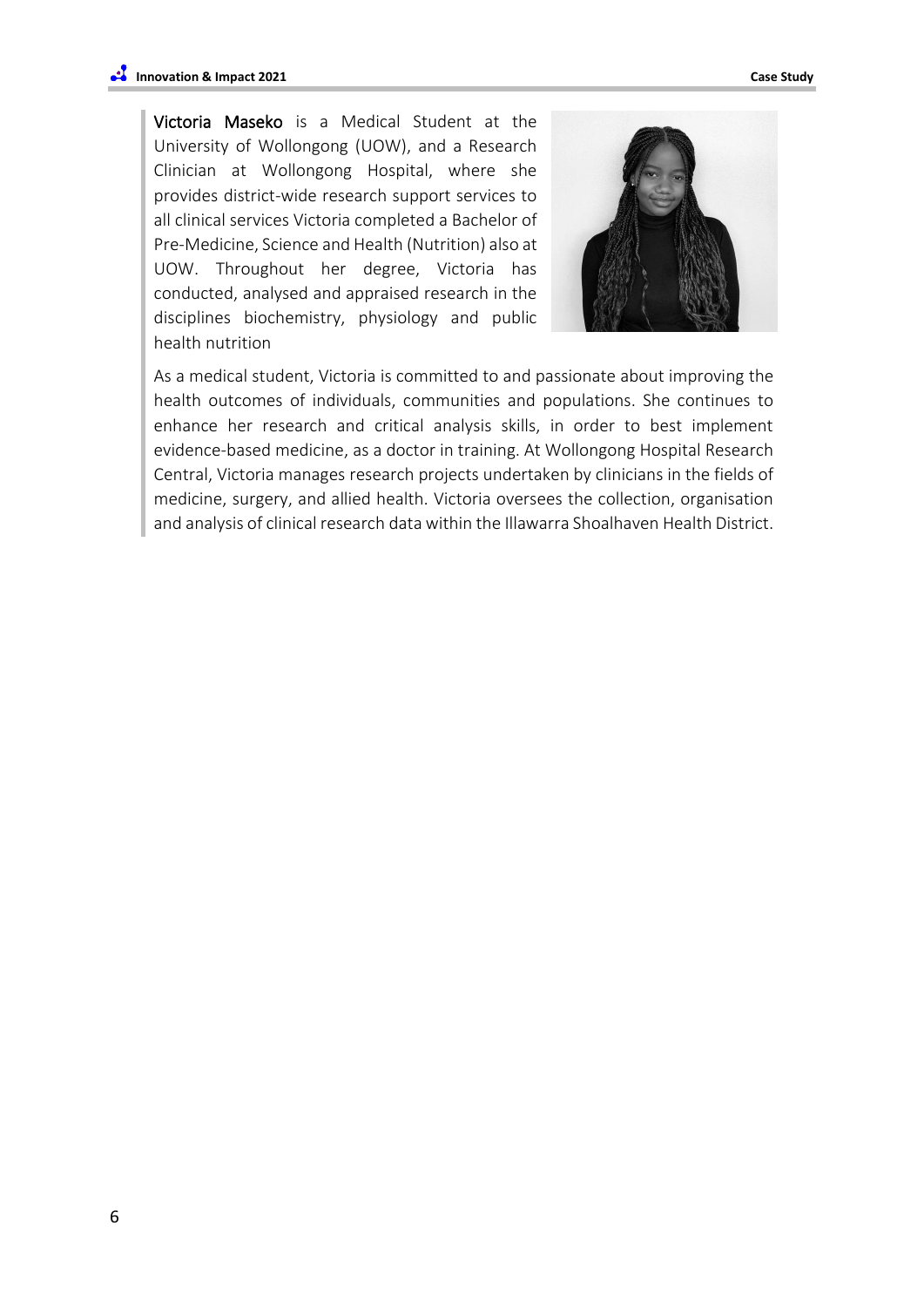**Victoria Maseko** is a Medical Student at the University of Wollongong (UOW), and a Research Clinician at Wollongong Hospital, where she provides district-wide research support services to all clinical services Victoria completed a Bachelor of Pre-Medicine, Science and Health (Nutrition) also at UOW. Throughout her degree, Victoria has conducted, analysed and appraised research in the disciplines biochemistry, physiology and public health nutrition

As a medical student, Victoria is committed to and passionate about improving the health outcomes of individuals, communities and populations. She continues to enhance her research and critical analysis skills, in order to best implement evidence-based medicine, as a doctor in training. At Wollongong Hospital Research Central, Victoria manages research projects undertaken by clinicians in the fields of medicine, surgery, and allied health. Victoria oversees the collection, organisation and analysis of clinical research data within the Illawarra Shoalhaven Health District.